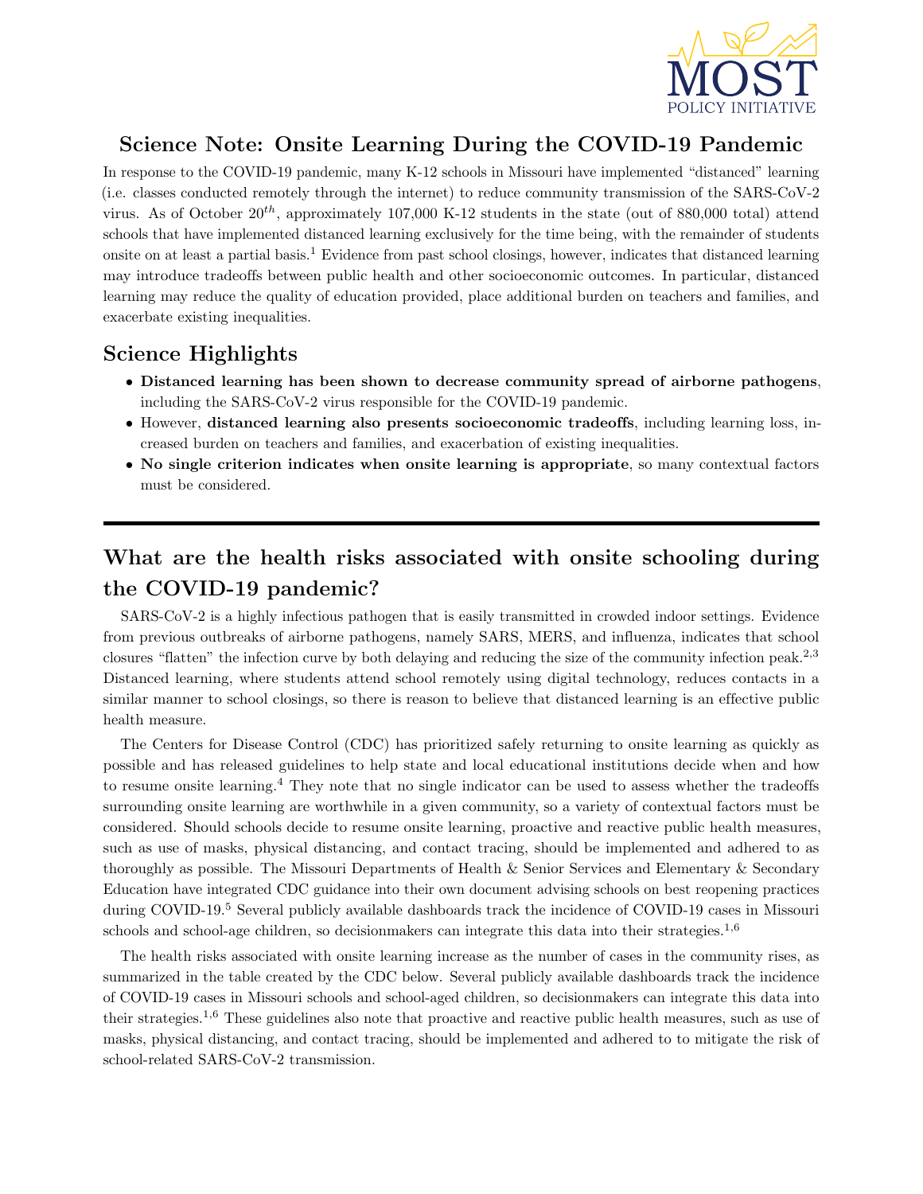# Science Note: Onsite Learning During the COVID-19 Pandemic

In response to the COVID-19 pandemic, many K-12 schools in Missouri have implemented "distanced" learning (i.e. classes conducted remotely through the internet) to reduce community transmission of the SARS-CoV-2 virus. As of October 20$^{th}$, approximately 107,000 K-12 students in the state (out of 880,000 total) attend schools that have implemented distanced learning exclusively for the time being, with the remainder of students onsite on at least a partial basis.[1] Evidence from past school closings, however, indicates that distanced learning may introduce tradeoffs between public health and other socioeconomic outcomes. In particular, distanced learning may reduce the quality of education provided, place additional burden on teachers and families, and exacerbate existing inequalities.

## Science Highlights

- **Distanced learning has been shown to decrease community spread of airborne pathogens**, including the SARS-CoV-2 virus responsible for the COVID-19 pandemic.
- However, **distanced learning also presents socioeconomic tradeoffs**, including learning loss, increased burden on teachers and families, and exacerbation of existing inequalities.
- **No single criterion indicates when onsite learning is appropriate**, so many contextual factors must be considered.

---

## What are the health risks associated with onsite schooling during the COVID-19 pandemic?

SARS-CoV-2 is a highly infectious pathogen that is easily transmitted in crowded indoor settings. Evidence from previous outbreaks of airborne pathogens, namely SARS, MERS, and influenza, indicates that school closures "flatten" the infection curve by both delaying and reducing the size of the community infection peak.[2,3] Distanced learning, where students attend school remotely using digital technology, reduces contacts in a similar manner to school closings, so there is reason to believe that distanced learning is an effective public health measure.

The Centers for Disease Control (CDC) has prioritized safely returning to onsite learning as quickly as possible and has released guidelines to help state and local educational institutions decide when and how to resume onsite learning.[4] They note that no single indicator can be used to assess whether the tradeoffs surrounding onsite learning are worthwhile in a given community, so a variety of contextual factors must be considered. Should schools decide to resume onsite learning, proactive and reactive public health measures, such as use of masks, physical distancing, and contact tracing, should be implemented and adhered to as thoroughly as possible. The Missouri Departments of Health & Senior Services and Elementary & Secondary Education have integrated CDC guidance into their own document advising schools on best reopening practices during COVID-19.[5] Several publicly available dashboards track the incidence of COVID-19 cases in Missouri schools and school-age children, so decisionmakers can integrate this data into their strategies.[1,6]

The health risks associated with onsite learning increase as the number of cases in the community rises, as summarized in the table created by the CDC below. Several publicly available dashboards track the incidence of COVID-19 cases in Missouri schools and school-aged children, so decisionmakers can integrate this data into their strategies.[1,6] These guidelines also note that proactive and reactive public health measures, such as use of masks, physical distancing, and contact tracing, should be implemented and adhered to to mitigate the risk of school-related SARS-CoV-2 transmission.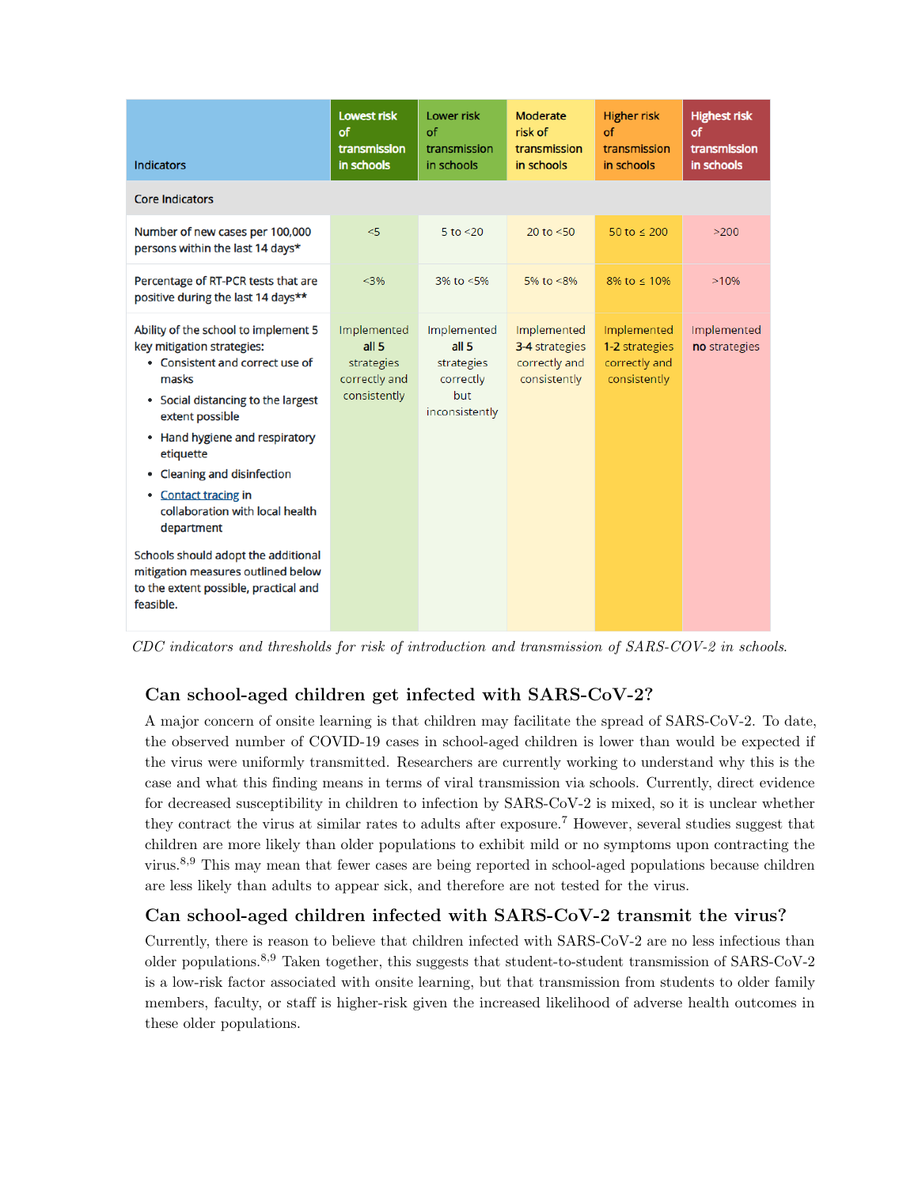| Indicators | Lowest risk of transmission in schools | Lower risk of transmission in schools | Moderate risk of transmission in schools | Higher risk of transmission in schools | Highest risk of transmission in schools |
|---|---|---|---|---|---|
| **Core Indicators** | | | | | |
| Number of new cases per 100,000 persons within the last 14 days* | <5 | 5 to <20 | 20 to <50 | 50 to ≤ 200 | >200 |
| Percentage of RT-PCR tests that are positive during the last 14 days** | <3% | 3% to <5% | 5% to <8% | 8% to ≤ 10% | >10% |
| Ability of the school to implement 5 key mitigation strategies: <br>• Consistent and correct use of masks <br>• Social distancing to the largest extent possible <br>• Hand hygiene and respiratory etiquette <br>• Cleaning and disinfection <br>• Contact tracing in collaboration with local health department <br><br>Schools should adopt the additional mitigation measures outlined below to the extent possible, practical and feasible. | Implemented **all 5** strategies correctly and consistently | Implemented **all 5** strategies correctly but inconsistently | Implemented **3-4** strategies correctly and consistently | Implemented **1-2** strategies correctly and consistently | Implemented **no** strategies |

*CDC indicators and thresholds for risk of introduction and transmission of SARS-COV-2 in schools.*

### Can school-aged children get infected with SARS-CoV-2?

A major concern of onsite learning is that children may facilitate the spread of SARS-CoV-2. To date, the observed number of COVID-19 cases in school-aged children is lower than would be expected if the virus were uniformly transmitted. Researchers are currently working to understand why this is the case and what this finding means in terms of viral transmission via schools. Currently, direct evidence for decreased susceptibility in children to infection by SARS-CoV-2 is mixed, so it is unclear whether they contract the virus at similar rates to adults after exposure.[7] However, several studies suggest that children are more likely than older populations to exhibit mild or no symptoms upon contracting the virus.[8,9] This may mean that fewer cases are being reported in school-aged populations because children are less likely than adults to appear sick, and therefore are not tested for the virus.

### Can school-aged children infected with SARS-CoV-2 transmit the virus?

Currently, there is reason to believe that children infected with SARS-CoV-2 are no less infectious than older populations.[8,9] Taken together, this suggests that student-to-student transmission of SARS-CoV-2 is a low-risk factor associated with onsite learning, but that transmission from students to older family members, faculty, or staff is higher-risk given the increased likelihood of adverse health outcomes in these older populations.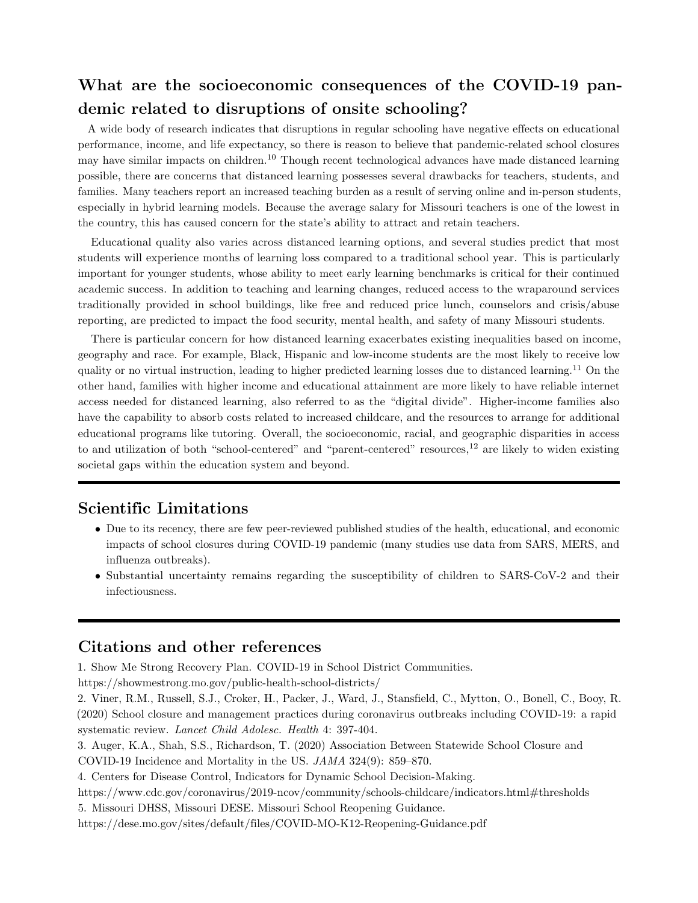## What are the socioeconomic consequences of the COVID-19 pandemic related to disruptions of onsite schooling?

A wide body of research indicates that disruptions in regular schooling have negative effects on educational performance, income, and life expectancy, so there is reason to believe that pandemic-related school closures may have similar impacts on children.[10] Though recent technological advances have made distanced learning possible, there are concerns that distanced learning possesses several drawbacks for teachers, students, and families. Many teachers report an increased teaching burden as a result of serving online and in-person students, especially in hybrid learning models. Because the average salary for Missouri teachers is one of the lowest in the country, this has caused concern for the state's ability to attract and retain teachers.

Educational quality also varies across distanced learning options, and several studies predict that most students will experience months of learning loss compared to a traditional school year. This is particularly important for younger students, whose ability to meet early learning benchmarks is critical for their continued academic success. In addition to teaching and learning changes, reduced access to the wraparound services traditionally provided in school buildings, like free and reduced price lunch, counselors and crisis/abuse reporting, are predicted to impact the food security, mental health, and safety of many Missouri students.

There is particular concern for how distanced learning exacerbates existing inequalities based on income, geography and race. For example, Black, Hispanic and low-income students are the most likely to receive low quality or no virtual instruction, leading to higher predicted learning losses due to distanced learning.[11] On the other hand, families with higher income and educational attainment are more likely to have reliable internet access needed for distanced learning, also referred to as the "digital divide". Higher-income families also have the capability to absorb costs related to increased childcare, and the resources to arrange for additional educational programs like tutoring. Overall, the socioeconomic, racial, and geographic disparities in access to and utilization of both "school-centered" and "parent-centered" resources,[12] are likely to widen existing societal gaps within the education system and beyond.

---

## Scientific Limitations

- Due to its recency, there are few peer-reviewed published studies of the health, educational, and economic impacts of school closures during COVID-19 pandemic (many studies use data from SARS, MERS, and influenza outbreaks).
- Substantial uncertainty remains regarding the susceptibility of children to SARS-CoV-2 and their infectiousness.

---

## Citations and other references

1. Show Me Strong Recovery Plan. COVID-19 in School District Communities.
https://showmestrong.mo.gov/public-health-school-districts/

2. Viner, R.M., Russell, S.J., Croker, H., Packer, J., Ward, J., Stansfield, C., Mytton, O., Bonell, C., Booy, R. (2020) School closure and management practices during coronavirus outbreaks including COVID-19: a rapid systematic review. *Lancet Child Adolesc. Health* 4: 397-404.

3. Auger, K.A., Shah, S.S., Richardson, T. (2020) Association Between Statewide School Closure and COVID-19 Incidence and Mortality in the US. *JAMA* 324(9): 859–870.

4. Centers for Disease Control, Indicators for Dynamic School Decision-Making.
https://www.cdc.gov/coronavirus/2019-ncov/community/schools-childcare/indicators.html#thresholds

5. Missouri DHSS, Missouri DESE. Missouri School Reopening Guidance.
https://dese.mo.gov/sites/default/files/COVID-MO-K12-Reopening-Guidance.pdf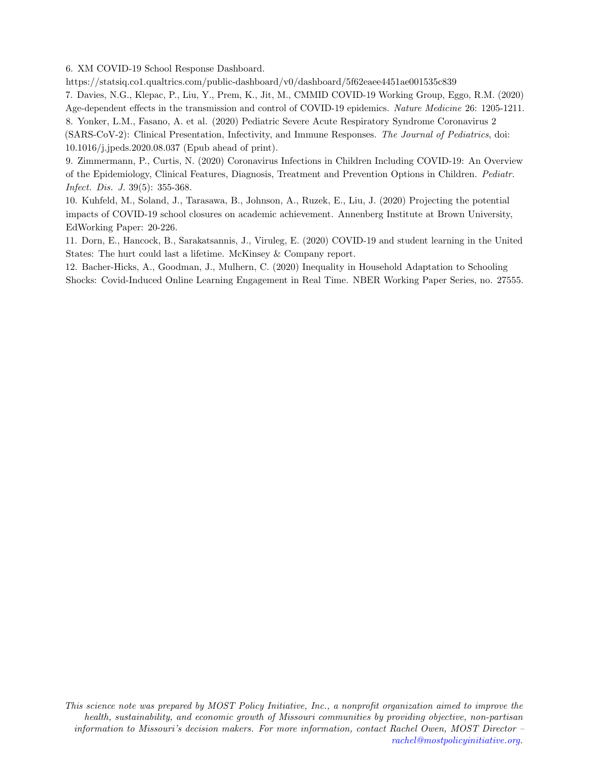6. XM COVID-19 School Response Dashboard.
https://statsiq.co1.qualtrics.com/public-dashboard/v0/dashboard/5f62eaee4451ae001535c839

7. Davies, N.G., Klepac, P., Liu, Y., Prem, K., Jit, M., CMMID COVID-19 Working Group, Eggo, R.M. (2020) Age-dependent effects in the transmission and control of COVID-19 epidemics. *Nature Medicine* 26: 1205-1211.

8. Yonker, L.M., Fasano, A. et al. (2020) Pediatric Severe Acute Respiratory Syndrome Coronavirus 2 (SARS-CoV-2): Clinical Presentation, Infectivity, and Immune Responses. *The Journal of Pediatrics*, doi: 10.1016/j.jpeds.2020.08.037 (Epub ahead of print).

9. Zimmermann, P., Curtis, N. (2020) Coronavirus Infections in Children Including COVID-19: An Overview of the Epidemiology, Clinical Features, Diagnosis, Treatment and Prevention Options in Children. *Pediatr. Infect. Dis. J.* 39(5): 355-368.

10. Kuhfeld, M., Soland, J., Tarasawa, B., Johnson, A., Ruzek, E., Liu, J. (2020) Projecting the potential impacts of COVID-19 school closures on academic achievement. Annenberg Institute at Brown University, EdWorking Paper: 20-226.

11. Dorn, E., Hancock, B., Sarakatsannis, J., Viruleg, E. (2020) COVID-19 and student learning in the United States: The hurt could last a lifetime. McKinsey & Company report.

12. Bacher-Hicks, A., Goodman, J., Mulhern, C. (2020) Inequality in Household Adaptation to Schooling Shocks: Covid-Induced Online Learning Engagement in Real Time. NBER Working Paper Series, no. 27555.

*This science note was prepared by MOST Policy Initiative, Inc., a nonprofit organization aimed to improve the health, sustainability, and economic growth of Missouri communities by providing objective, non-partisan information to Missouri's decision makers. For more information, contact Rachel Owen, MOST Director – rachel@mostpolicyinitiative.org.*